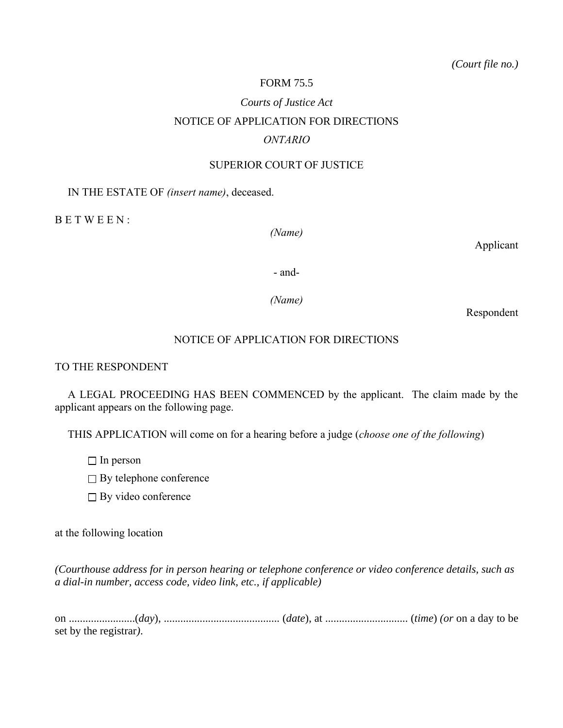*(Court file no.)*

FORM 75.5

*Courts of Justice Act*

NOTICE OF APPLICATION FOR DIRECTIONS

*ONTARIO*

SUPERIOR COURT OF JUSTICE

IN THE ESTATE OF *(insert name)*, deceased.

B E T W E E N :

*(Name)*

Applicant

- and-

*(Name)*

Respondent

NOTICE OF APPLICATION FOR DIRECTIONS

TO THE RESPONDENT

A LEGAL PROCEEDING HAS BEEN COMMENCED by the applicant. The claim made by the applicant appears on the following page.

THIS APPLICATION will come on for a hearing before a judge (*choose one of the following*)

☐ In person

☐ By telephone conference

☐ By video conference

at the following location

*(Courthouse address for in person hearing or telephone conference or video conference details, such as a dial-in number, access code, video link, etc., if applicable)*

on ........................(*day*), .......................................... (*date*), at .............................. (*time*) *(or* on a day to be set by the registrar*)*.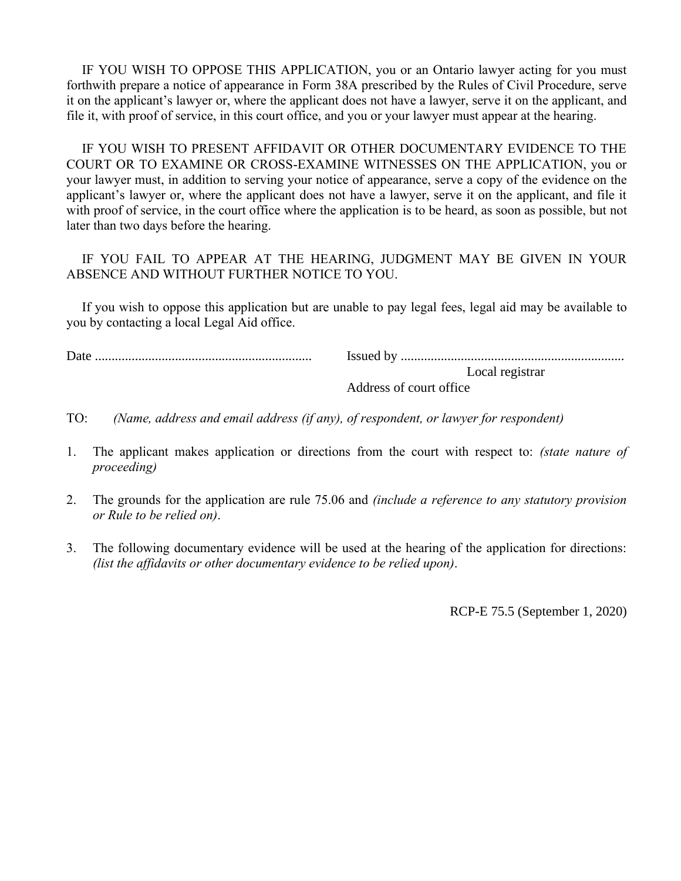IF YOU WISH TO OPPOSE THIS APPLICATION, you or an Ontario lawyer acting for you must forthwith prepare a notice of appearance in Form 38A prescribed by the Rules of Civil Procedure, serve it on the applicant's lawyer or, where the applicant does not have a lawyer, serve it on the applicant, and file it, with proof of service, in this court office, and you or your lawyer must appear at the hearing.

IF YOU WISH TO PRESENT AFFIDAVIT OR OTHER DOCUMENTARY EVIDENCE TO THE COURT OR TO EXAMINE OR CROSS-EXAMINE WITNESSES ON THE APPLICATION, you or your lawyer must, in addition to serving your notice of appearance, serve a copy of the evidence on the applicant's lawyer or, where the applicant does not have a lawyer, serve it on the applicant, and file it with proof of service, in the court office where the application is to be heard, as soon as possible, but not later than two days before the hearing.

IF YOU FAIL TO APPEAR AT THE HEARING, JUDGMENT MAY BE GIVEN IN YOUR ABSENCE AND WITHOUT FURTHER NOTICE TO YOU.

If you wish to oppose this application but are unable to pay legal fees, legal aid may be available to you by contacting a local Legal Aid office.

Date ................................................................ Issued by ..................................................................

Local registrar

Address of court office

TO: *(Name, address and email address (if any), of respondent, or lawyer for respondent)*

1. The applicant makes application or directions from the court with respect to: *(state nature of proceeding)*

2. The grounds for the application are rule 75.06 and *(include a reference to any statutory provision or Rule to be relied on)*.

3. The following documentary evidence will be used at the hearing of the application for directions: *(list the affidavits or other documentary evidence to be relied upon)*.

RCP-E 75.5 (September 1, 2020)